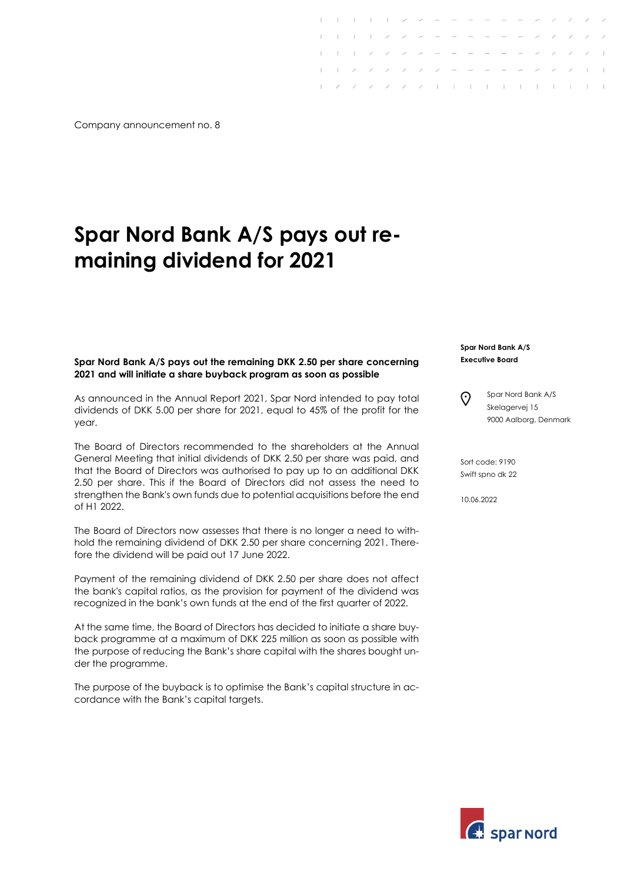Company announcement no. 8

# Spar Nord Bank A/S pays out remaining dividend for 2021

**Spar Nord Bank A/S**
**Executive Board**

Spar Nord Bank A/S
Skelagervej 15
9000 Aalborg, Denmark

Sort code: 9190
Swift spno dk 22

10.06.2022

**Spar Nord Bank A/S pays out the remaining DKK 2.50 per share concerning 2021 and will initiate a share buyback program as soon as possible**

As announced in the Annual Report 2021, Spar Nord intended to pay total dividends of DKK 5.00 per share for 2021, equal to 45% of the profit for the year.

The Board of Directors recommended to the shareholders at the Annual General Meeting that initial dividends of DKK 2.50 per share was paid, and that the Board of Directors was authorised to pay up to an additional DKK 2.50 per share. This if the Board of Directors did not assess the need to strengthen the Bank's own funds due to potential acquisitions before the end of H1 2022.

The Board of Directors now assesses that there is no longer a need to withhold the remaining dividend of DKK 2.50 per share concerning 2021. Therefore the dividend will be paid out 17 June 2022.

Payment of the remaining dividend of DKK 2.50 per share does not affect the bank's capital ratios, as the provision for payment of the dividend was recognized in the bank's own funds at the end of the first quarter of 2022.

At the same time, the Board of Directors has decided to initiate a share buyback programme at a maximum of DKK 225 million as soon as possible with the purpose of reducing the Bank's share capital with the shares bought under the programme.

The purpose of the buyback is to optimise the Bank's capital structure in accordance with the Bank's capital targets.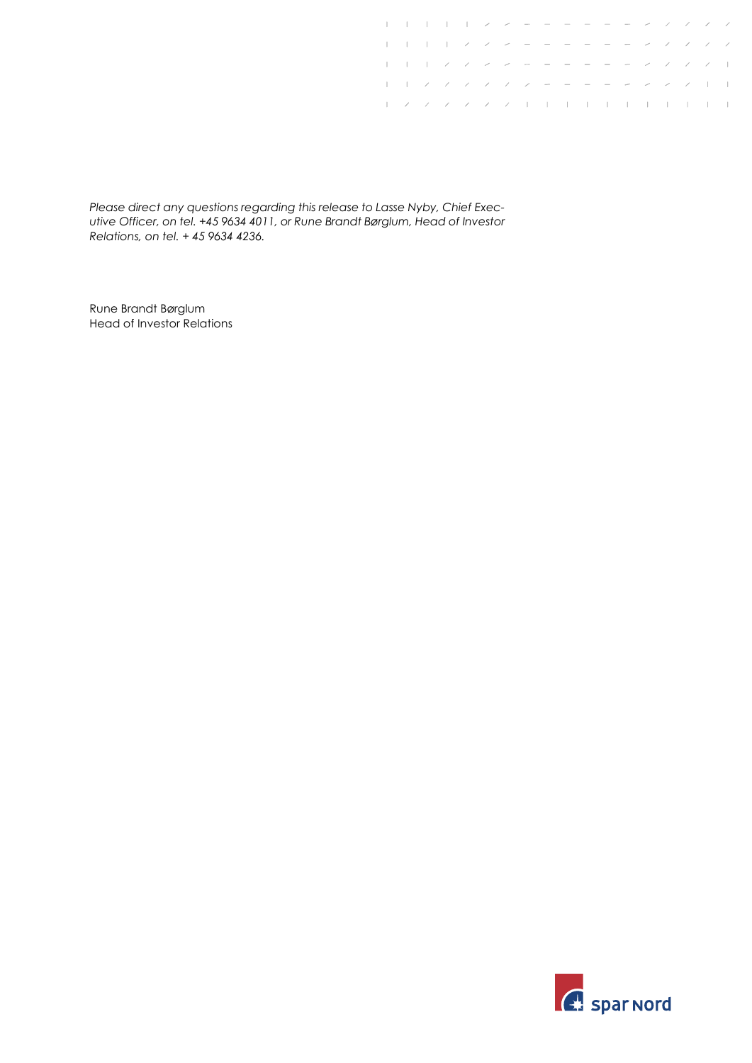*Please direct any questions regarding this release to Lasse Nyby, Chief Executive Officer, on tel. +45 9634 4011, or Rune Brandt Børglum, Head of Investor Relations, on tel. + 45 9634 4236.*

Rune Brandt Børglum
Head of Investor Relations